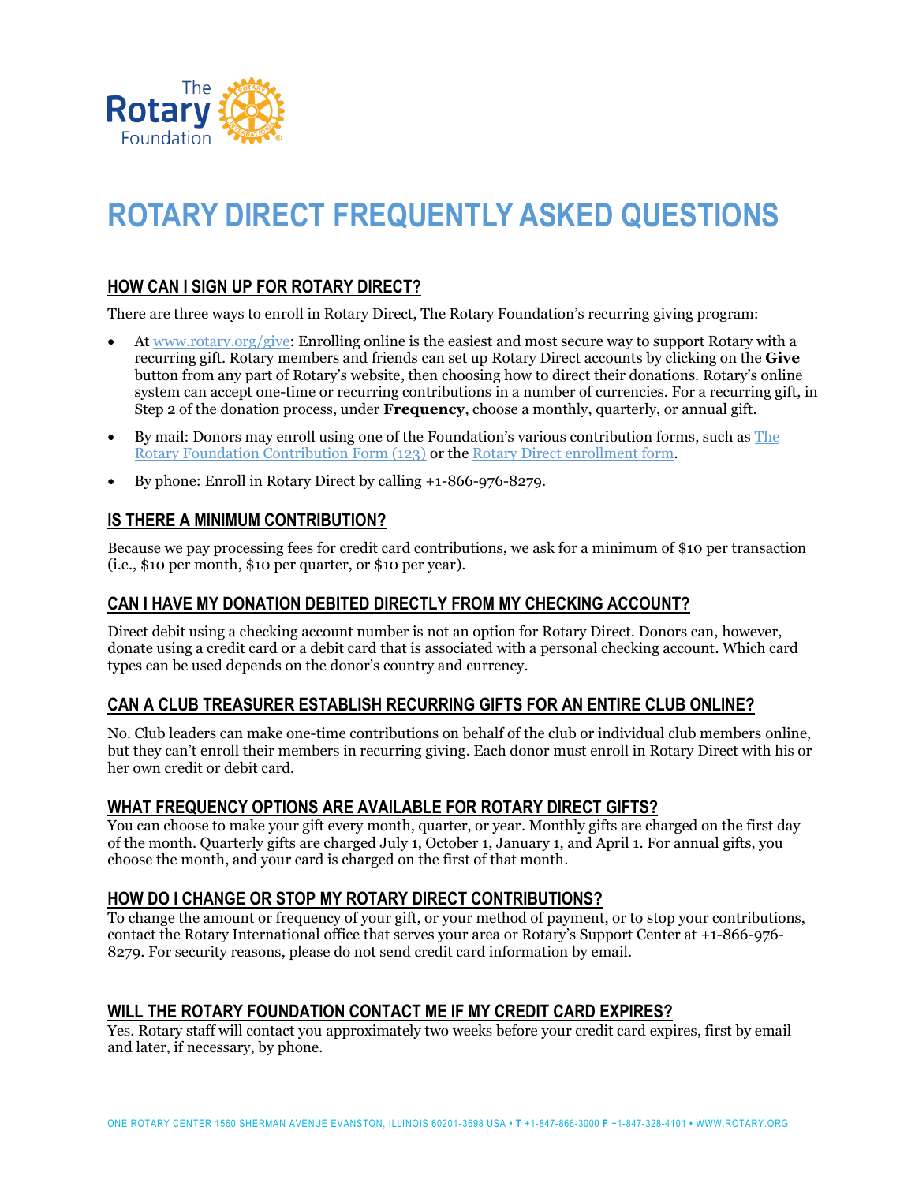# ROTARY DIRECT FREQUENTLY ASKED QUESTIONS

## HOW CAN I SIGN UP FOR ROTARY DIRECT?

There are three ways to enroll in Rotary Direct, The Rotary Foundation's recurring giving program:

- At [www.rotary.org/give](www.rotary.org/give): Enrolling online is the easiest and most secure way to support Rotary with a recurring gift. Rotary members and friends can set up Rotary Direct accounts by clicking on the **Give** button from any part of Rotary's website, then choosing how to direct their donations. Rotary's online system can accept one-time or recurring contributions in a number of currencies. For a recurring gift, in Step 2 of the donation process, under **Frequency**, choose a monthly, quarterly, or annual gift.
- By mail: Donors may enroll using one of the Foundation's various contribution forms, such as The Rotary Foundation Contribution Form (123) or the Rotary Direct enrollment form.
- By phone: Enroll in Rotary Direct by calling +1-866-976-8279.

## IS THERE A MINIMUM CONTRIBUTION?

Because we pay processing fees for credit card contributions, we ask for a minimum of $10 per transaction (i.e., $10 per month, $10 per quarter, or $10 per year).

## CAN I HAVE MY DONATION DEBITED DIRECTLY FROM MY CHECKING ACCOUNT?

Direct debit using a checking account number is not an option for Rotary Direct. Donors can, however, donate using a credit card or a debit card that is associated with a personal checking account. Which card types can be used depends on the donor's country and currency.

## CAN A CLUB TREASURER ESTABLISH RECURRING GIFTS FOR AN ENTIRE CLUB ONLINE?

No. Club leaders can make one-time contributions on behalf of the club or individual club members online, but they can't enroll their members in recurring giving. Each donor must enroll in Rotary Direct with his or her own credit or debit card.

## WHAT FREQUENCY OPTIONS ARE AVAILABLE FOR ROTARY DIRECT GIFTS?

You can choose to make your gift every month, quarter, or year. Monthly gifts are charged on the first day of the month. Quarterly gifts are charged July 1, October 1, January 1, and April 1. For annual gifts, you choose the month, and your card is charged on the first of that month.

## HOW DO I CHANGE OR STOP MY ROTARY DIRECT CONTRIBUTIONS?

To change the amount or frequency of your gift, or your method of payment, or to stop your contributions, contact the Rotary International office that serves your area or Rotary's Support Center at +1-866-976-8279. For security reasons, please do not send credit card information by email.

## WILL THE ROTARY FOUNDATION CONTACT ME IF MY CREDIT CARD EXPIRES?

Yes. Rotary staff will contact you approximately two weeks before your credit card expires, first by email and later, if necessary, by phone.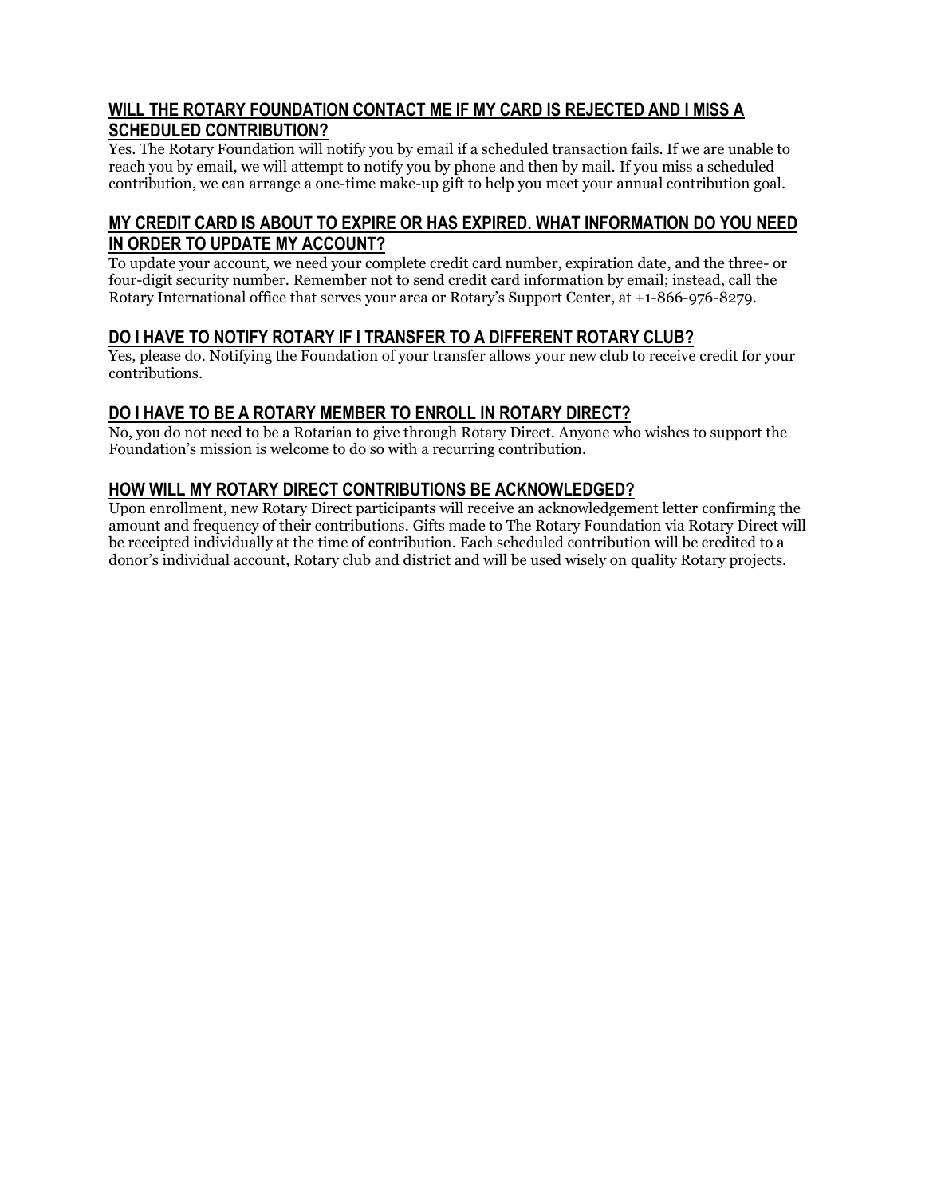## WILL THE ROTARY FOUNDATION CONTACT ME IF MY CARD IS REJECTED AND I MISS A SCHEDULED CONTRIBUTION?

Yes. The Rotary Foundation will notify you by email if a scheduled transaction fails. If we are unable to reach you by email, we will attempt to notify you by phone and then by mail. If you miss a scheduled contribution, we can arrange a one-time make-up gift to help you meet your annual contribution goal.

## MY CREDIT CARD IS ABOUT TO EXPIRE OR HAS EXPIRED. WHAT INFORMATION DO YOU NEED IN ORDER TO UPDATE MY ACCOUNT?

To update your account, we need your complete credit card number, expiration date, and the three- or four-digit security number. Remember not to send credit card information by email; instead, call the Rotary International office that serves your area or Rotary's Support Center, at +1-866-976-8279.

## DO I HAVE TO NOTIFY ROTARY IF I TRANSFER TO A DIFFERENT ROTARY CLUB?

Yes, please do. Notifying the Foundation of your transfer allows your new club to receive credit for your contributions.

## DO I HAVE TO BE A ROTARY MEMBER TO ENROLL IN ROTARY DIRECT?

No, you do not need to be a Rotarian to give through Rotary Direct. Anyone who wishes to support the Foundation's mission is welcome to do so with a recurring contribution.

## HOW WILL MY ROTARY DIRECT CONTRIBUTIONS BE ACKNOWLEDGED?

Upon enrollment, new Rotary Direct participants will receive an acknowledgement letter confirming the amount and frequency of their contributions. Gifts made to The Rotary Foundation via Rotary Direct will be receipted individually at the time of contribution. Each scheduled contribution will be credited to a donor's individual account, Rotary club and district and will be used wisely on quality Rotary projects.